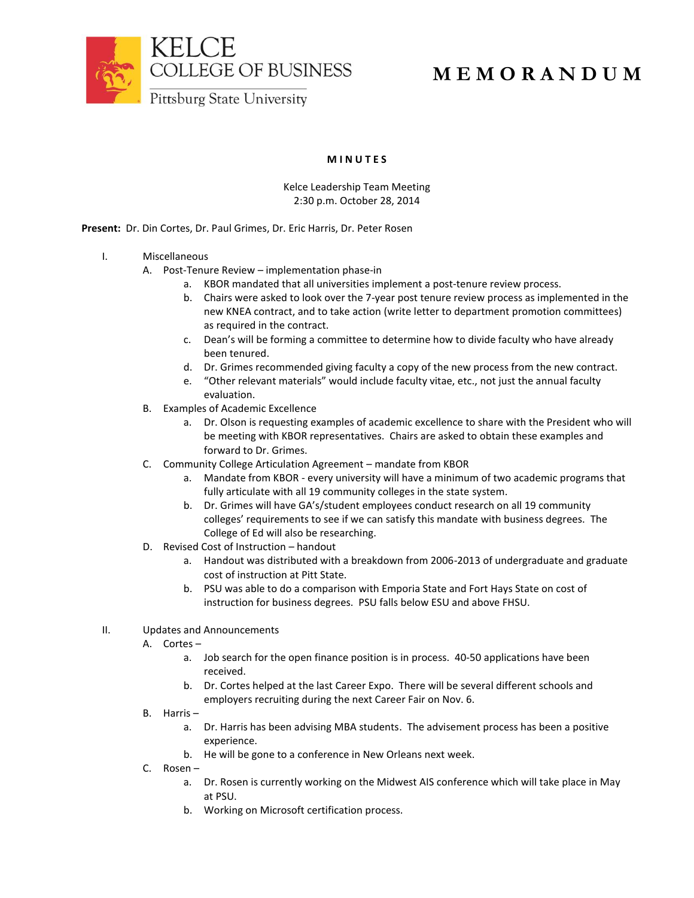KELCE
COLLEGE OF BUSINESS
Pittsburg State University

# MEMORANDUM

**MINUTES**

Kelce Leadership Team Meeting
2:30 p.m. October 28, 2014

**Present:** Dr. Din Cortes, Dr. Paul Grimes, Dr. Eric Harris, Dr. Peter Rosen

I. Miscellaneous
   A. Post-Tenure Review – implementation phase-in
      a. KBOR mandated that all universities implement a post-tenure review process.
      b. Chairs were asked to look over the 7-year post tenure review process as implemented in the new KNEA contract, and to take action (write letter to department promotion committees) as required in the contract.
      c. Dean's will be forming a committee to determine how to divide faculty who have already been tenured.
      d. Dr. Grimes recommended giving faculty a copy of the new process from the new contract.
      e. "Other relevant materials" would include faculty vitae, etc., not just the annual faculty evaluation.
   B. Examples of Academic Excellence
      a. Dr. Olson is requesting examples of academic excellence to share with the President who will be meeting with KBOR representatives. Chairs are asked to obtain these examples and forward to Dr. Grimes.
   C. Community College Articulation Agreement – mandate from KBOR
      a. Mandate from KBOR - every university will have a minimum of two academic programs that fully articulate with all 19 community colleges in the state system.
      b. Dr. Grimes will have GA's/student employees conduct research on all 19 community colleges' requirements to see if we can satisfy this mandate with business degrees. The College of Ed will also be researching.
   D. Revised Cost of Instruction – handout
      a. Handout was distributed with a breakdown from 2006-2013 of undergraduate and graduate cost of instruction at Pitt State.
      b. PSU was able to do a comparison with Emporia State and Fort Hays State on cost of instruction for business degrees. PSU falls below ESU and above FHSU.

II. Updates and Announcements
   A. Cortes –
      a. Job search for the open finance position is in process. 40-50 applications have been received.
      b. Dr. Cortes helped at the last Career Expo. There will be several different schools and employers recruiting during the next Career Fair on Nov. 6.
   B. Harris –
      a. Dr. Harris has been advising MBA students. The advisement process has been a positive experience.
      b. He will be gone to a conference in New Orleans next week.
   C. Rosen –
      a. Dr. Rosen is currently working on the Midwest AIS conference which will take place in May at PSU.
      b. Working on Microsoft certification process.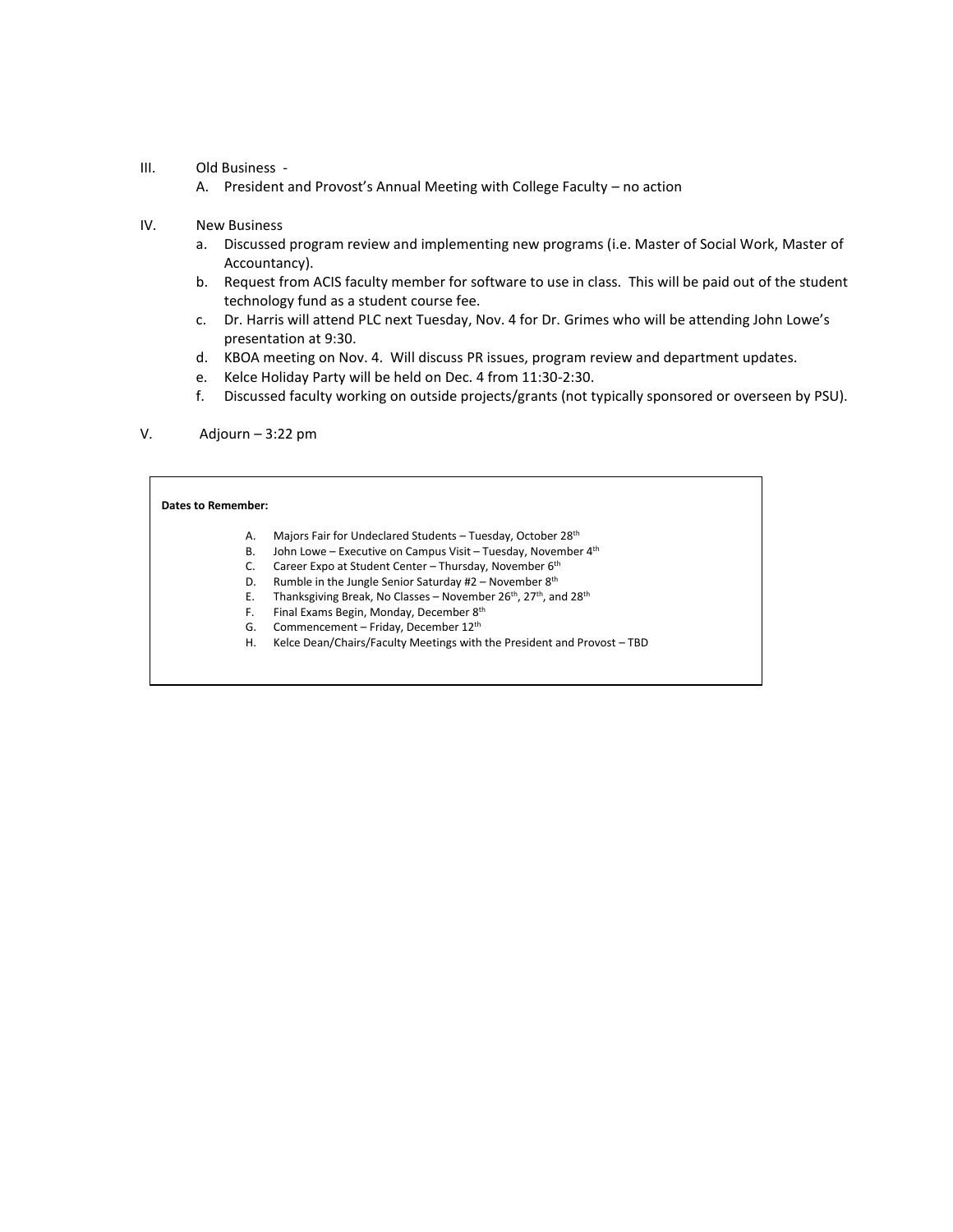III. Old Business -

   A. President and Provost's Annual Meeting with College Faculty – no action

IV. New Business

   a. Discussed program review and implementing new programs (i.e. Master of Social Work, Master of Accountancy).
   b. Request from ACIS faculty member for software to use in class. This will be paid out of the student technology fund as a student course fee.
   c. Dr. Harris will attend PLC next Tuesday, Nov. 4 for Dr. Grimes who will be attending John Lowe's presentation at 9:30.
   d. KBOA meeting on Nov. 4. Will discuss PR issues, program review and department updates.
   e. Kelce Holiday Party will be held on Dec. 4 from 11:30-2:30.
   f. Discussed faculty working on outside projects/grants (not typically sponsored or overseen by PSU).

V. Adjourn – 3:22 pm

**Dates to Remember:**

A. Majors Fair for Undeclared Students – Tuesday, October 28th
B. John Lowe – Executive on Campus Visit – Tuesday, November 4th
C. Career Expo at Student Center – Thursday, November 6th
D. Rumble in the Jungle Senior Saturday #2 – November 8th
E. Thanksgiving Break, No Classes – November 26th, 27th, and 28th
F. Final Exams Begin, Monday, December 8th
G. Commencement – Friday, December 12th
H. Kelce Dean/Chairs/Faculty Meetings with the President and Provost – TBD